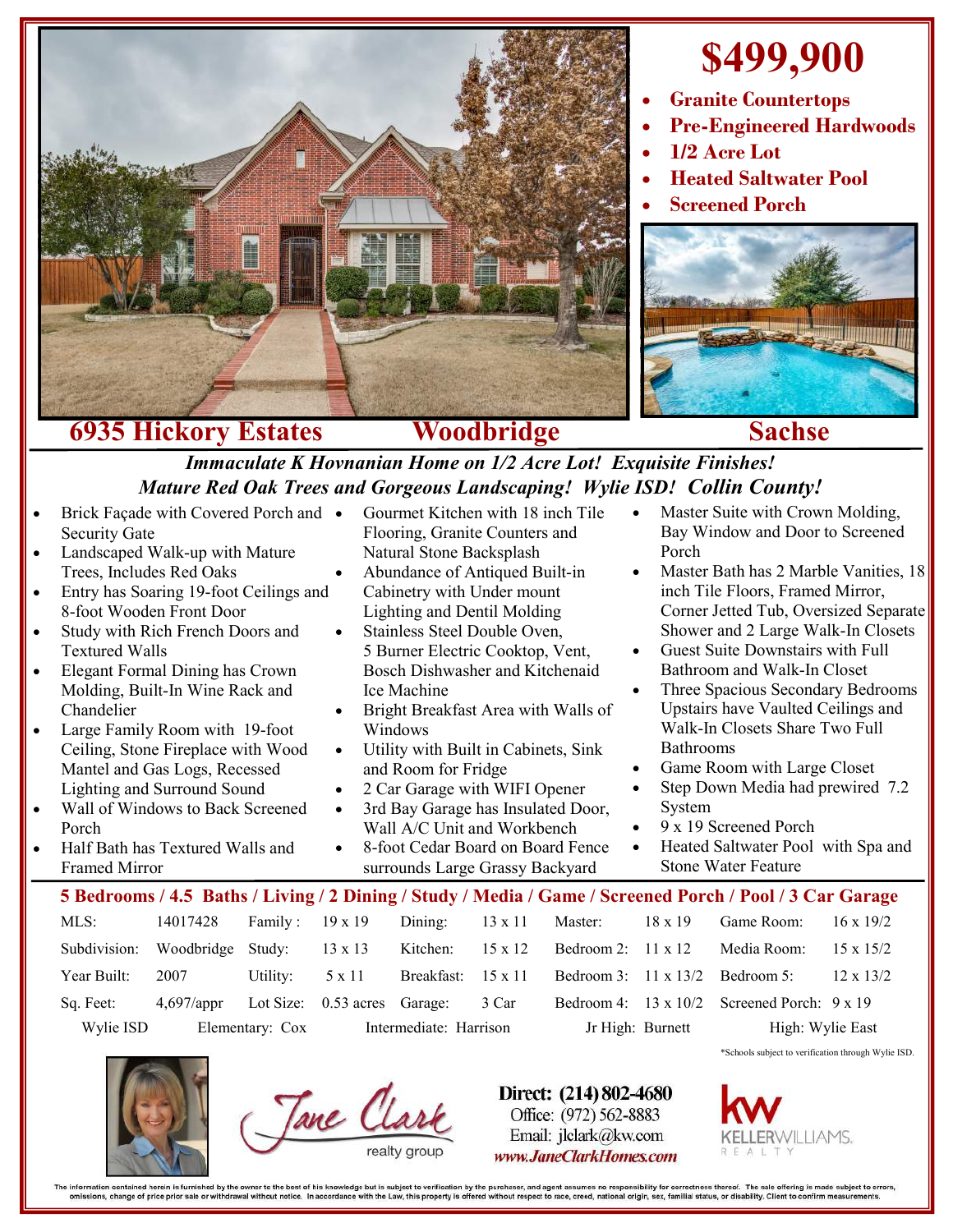# $499,900

- **Granite Countertops**
- **Pre-Engineered Hardwoods**
- **1/2 Acre Lot**
- **Heated Saltwater Pool**
- **Screened Porch**

## 6935 Hickory Estates Woodbridge Sachse

***Immaculate K Hovnanian Home on 1/2 Acre Lot! Exquisite Finishes! Mature Red Oak Trees and Gorgeous Landscaping! Wylie ISD! Collin County!***

- Brick Façade with Covered Porch and Security Gate
- Landscaped Walk-up with Mature Trees, Includes Red Oaks
- Entry has Soaring 19-foot Ceilings and 8-foot Wooden Front Door
- Study with Rich French Doors and Textured Walls
- Elegant Formal Dining has Crown Molding, Built-In Wine Rack and Chandelier
- Large Family Room with 19-foot Ceiling, Stone Fireplace with Wood Mantel and Gas Logs, Recessed Lighting and Surround Sound
- Wall of Windows to Back Screened Porch
- Half Bath has Textured Walls and Framed Mirror
- Gourmet Kitchen with 18 inch Tile Flooring, Granite Counters and Natural Stone Backsplash
- Abundance of Antiqued Built-in Cabinetry with Under mount Lighting and Dentil Molding
- Stainless Steel Double Oven, 5 Burner Electric Cooktop, Vent, Bosch Dishwasher and Kitchenaid Ice Machine
- Bright Breakfast Area with Walls of Windows
- Utility with Built in Cabinets, Sink and Room for Fridge
- 2 Car Garage with WIFI Opener
- 3rd Bay Garage has Insulated Door, Wall A/C Unit and Workbench
- 8-foot Cedar Board on Board Fence surrounds Large Grassy Backyard
- Master Suite with Crown Molding, Bay Window and Door to Screened Porch
- Master Bath has 2 Marble Vanities, 18 inch Tile Floors, Framed Mirror, Corner Jetted Tub, Oversized Separate Shower and 2 Large Walk-In Closets
- Guest Suite Downstairs with Full Bathroom and Walk-In Closet
- Three Spacious Secondary Bedrooms Upstairs have Vaulted Ceilings and Walk-In Closets Share Two Full Bathrooms
- Game Room with Large Closet
- Step Down Media had prewired 7.2 System
- 9 x 19 Screened Porch
- Heated Saltwater Pool with Spa and Stone Water Feature

**5 Bedrooms / 4.5 Baths / Living / 2 Dining / Study / Media / Game / Screened Porch / Pool / 3 Car Garage**

| | | | | | | | | | |
|---|---|---|---|---|---|---|---|---|---|
| MLS: | 14017428 | Family: | 19 x 19 | Dining: | 13 x 11 | Master: | 18 x 19 | Game Room: | 16 x 19/2 |
| Subdivision: | Woodbridge | Study: | 13 x 13 | Kitchen: | 15 x 12 | Bedroom 2: | 11 x 12 | Media Room: | 15 x 15/2 |
| Year Built: | 2007 | Utility: | 5 x 11 | Breakfast: | 15 x 11 | Bedroom 3: | 11 x 13/2 | Bedroom 5: | 12 x 13/2 |
| Sq. Feet: | 4,697/appr | Lot Size: | 0.53 acres | Garage: | 3 Car | Bedroom 4: | 13 x 10/2 | Screened Porch: | 9 x 19 |

Wylie ISD Elementary: Cox Intermediate: Harrison Jr High: Burnett High: Wylie East

*Schools subject to verification through Wylie ISD.

Jane Clark realty group

Direct: (214) 802-4680
Office: (972) 562-8883
Email: jlclark@kw.com
www.JaneClarkHomes.com

KELLERWILLIAMS. REALTY

The information contained herein is furnished by the owner to the best of his knowledge but is subject to verification by the purchaser, and agent assumes no responsibility for correctness thereof. The sale offering is made subject to errors, omissions, change of price prior sale or withdrawal without notice. In accordance with the Law, this property is offered without respect to race, creed, national origin, sex, familial status, or disability. Client to confirm measurements.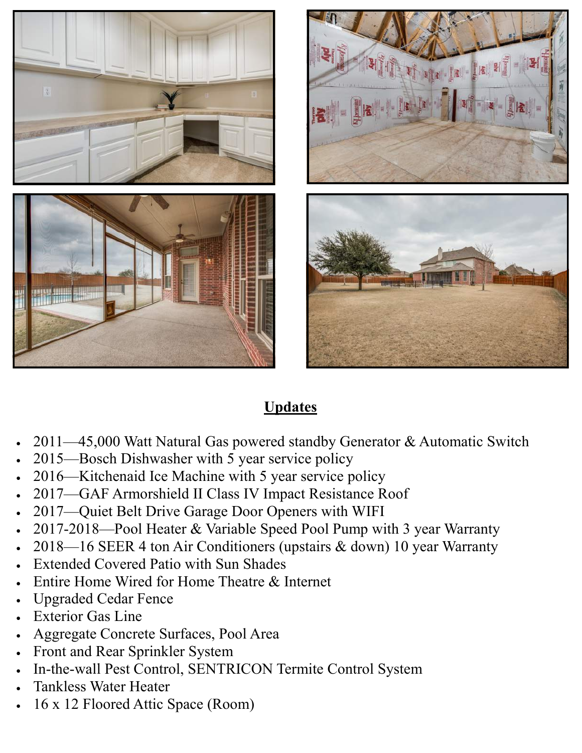## Updates

- 2011—45,000 Watt Natural Gas powered standby Generator & Automatic Switch
- 2015—Bosch Dishwasher with 5 year service policy
- 2016—Kitchenaid Ice Machine with 5 year service policy
- 2017—GAF Armorshield II Class IV Impact Resistance Roof
- 2017—Quiet Belt Drive Garage Door Openers with WIFI
- 2017-2018—Pool Heater & Variable Speed Pool Pump with 3 year Warranty
- 2018—16 SEER 4 ton Air Conditioners (upstairs & down) 10 year Warranty
- Extended Covered Patio with Sun Shades
- Entire Home Wired for Home Theatre & Internet
- Upgraded Cedar Fence
- Exterior Gas Line
- Aggregate Concrete Surfaces, Pool Area
- Front and Rear Sprinkler System
- In-the-wall Pest Control, SENTRICON Termite Control System
- Tankless Water Heater
- 16 x 12 Floored Attic Space (Room)